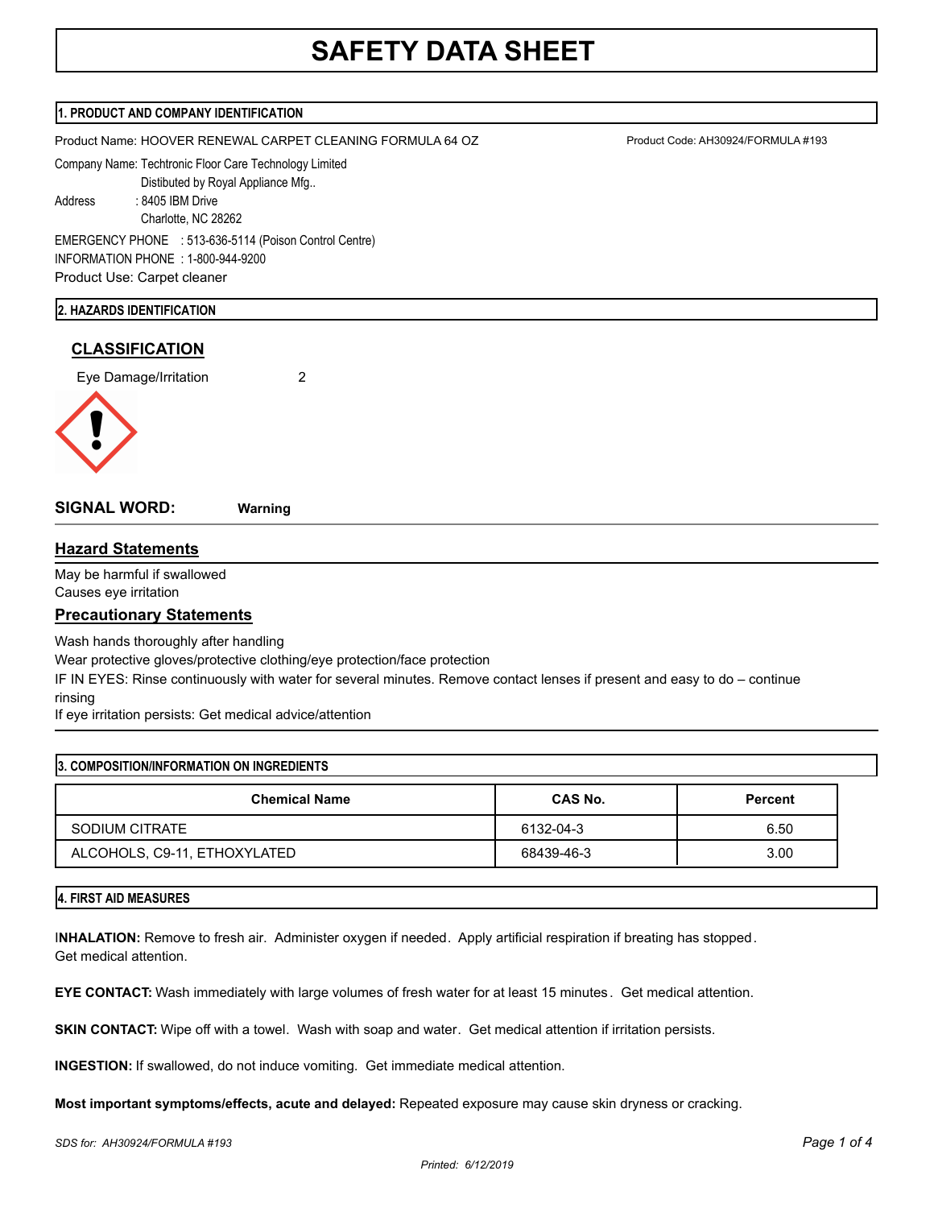# SAFETY DATA SHEET

## 1. PRODUCT AND COMPANY IDENTIFICATION

Product Name: HOOVER RENEWAL CARPET CLEANING FORMULA 64 OZ

Product Code: AH30924/FORMULA #193

Company Name: Techtronic Floor Care Technology Limited
Distibuted by Royal Appliance Mfg..

Address : 8405 IBM Drive
Charlotte, NC 28262

EMERGENCY PHONE : 513-636-5114 (Poison Control Centre)
INFORMATION PHONE : 1-800-944-9200

Product Use: Carpet cleaner

## 2. HAZARDS IDENTIFICATION

### CLASSIFICATION

Eye Damage/Irritation 2

**SIGNAL WORD:** **Warning**

### Hazard Statements

May be harmful if swallowed
Causes eye irritation

### Precautionary Statements

Wash hands thoroughly after handling
Wear protective gloves/protective clothing/eye protection/face protection
IF IN EYES: Rinse continuously with water for several minutes. Remove contact lenses if present and easy to do – continue rinsing
If eye irritation persists: Get medical advice/attention

## 3. COMPOSITION/INFORMATION ON INGREDIENTS

| Chemical Name | CAS No. | Percent |
| --- | --- | --- |
| SODIUM CITRATE | 6132-04-3 | 6.50 |
| ALCOHOLS, C9-11, ETHOXYLATED | 68439-46-3 | 3.00 |

## 4. FIRST AID MEASURES

**INHALATION:** Remove to fresh air. Administer oxygen if needed. Apply artificial respiration if breating has stopped. Get medical attention.

**EYE CONTACT:** Wash immediately with large volumes of fresh water for at least 15 minutes. Get medical attention.

**SKIN CONTACT:** Wipe off with a towel. Wash with soap and water. Get medical attention if irritation persists.

**INGESTION:** If swallowed, do not induce vomiting. Get immediate medical attention.

**Most important symptoms/effects, acute and delayed:** Repeated exposure may cause skin dryness or cracking.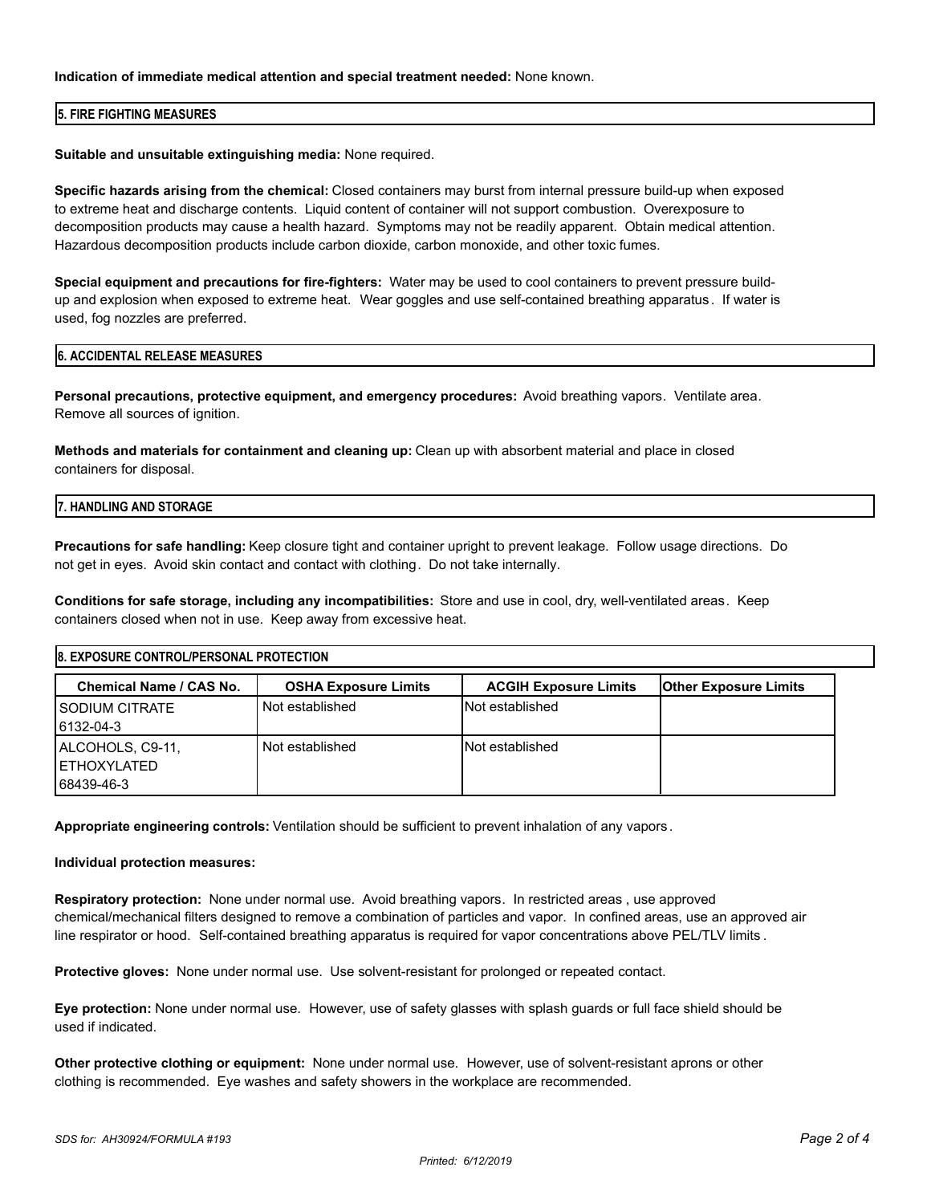**Indication of immediate medical attention and special treatment needed:** None known.

## 5. FIRE FIGHTING MEASURES

**Suitable and unsuitable extinguishing media:** None required.

**Specific hazards arising from the chemical:** Closed containers may burst from internal pressure build-up when exposed to extreme heat and discharge contents. Liquid content of container will not support combustion. Overexposure to decomposition products may cause a health hazard. Symptoms may not be readily apparent. Obtain medical attention. Hazardous decomposition products include carbon dioxide, carbon monoxide, and other toxic fumes.

**Special equipment and precautions for fire-fighters:** Water may be used to cool containers to prevent pressure build-up and explosion when exposed to extreme heat. Wear goggles and use self-contained breathing apparatus. If water is used, fog nozzles are preferred.

## 6. ACCIDENTAL RELEASE MEASURES

**Personal precautions, protective equipment, and emergency procedures:** Avoid breathing vapors. Ventilate area. Remove all sources of ignition.

**Methods and materials for containment and cleaning up:** Clean up with absorbent material and place in closed containers for disposal.

## 7. HANDLING AND STORAGE

**Precautions for safe handling:** Keep closure tight and container upright to prevent leakage. Follow usage directions. Do not get in eyes. Avoid skin contact and contact with clothing. Do not take internally.

**Conditions for safe storage, including any incompatibilities:** Store and use in cool, dry, well-ventilated areas. Keep containers closed when not in use. Keep away from excessive heat.

## 8. EXPOSURE CONTROL/PERSONAL PROTECTION

| Chemical Name / CAS No. | OSHA Exposure Limits | ACGIH Exposure Limits | Other Exposure Limits |
|---|---|---|---|
| SODIUM CITRATE<br>6132-04-3 | Not established | Not established | |
| ALCOHOLS, C9-11, ETHOXYLATED<br>68439-46-3 | Not established | Not established | |

**Appropriate engineering controls:** Ventilation should be sufficient to prevent inhalation of any vapors.

**Individual protection measures:**

**Respiratory protection:** None under normal use. Avoid breathing vapors. In restricted areas , use approved chemical/mechanical filters designed to remove a combination of particles and vapor. In confined areas, use an approved air line respirator or hood. Self-contained breathing apparatus is required for vapor concentrations above PEL/TLV limits.

**Protective gloves:** None under normal use. Use solvent-resistant for prolonged or repeated contact.

**Eye protection:** None under normal use. However, use of safety glasses with splash guards or full face shield should be used if indicated.

**Other protective clothing or equipment:** None under normal use. However, use of solvent-resistant aprons or other clothing is recommended. Eye washes and safety showers in the workplace are recommended.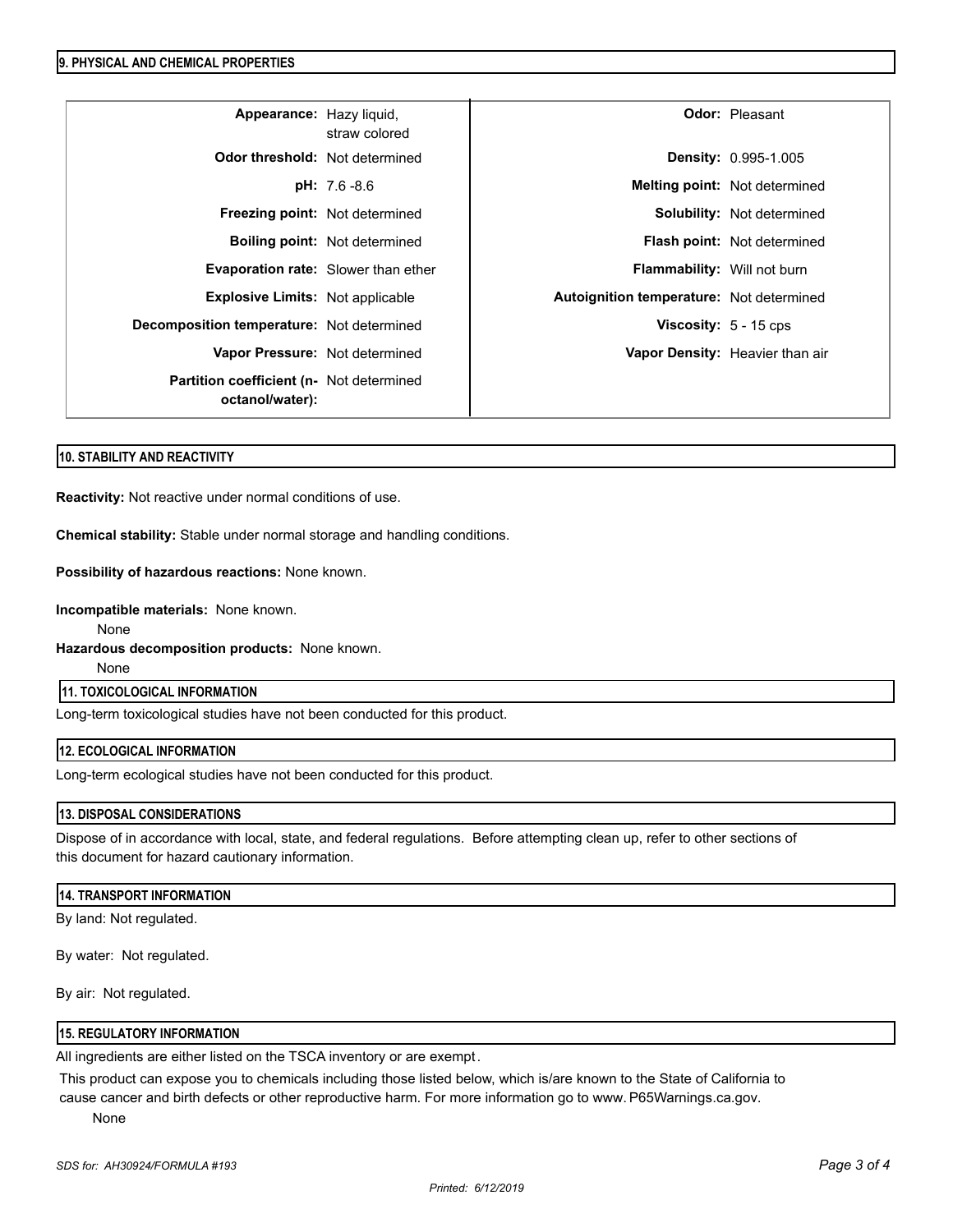## 9. PHYSICAL AND CHEMICAL PROPERTIES

| Property | Value | Property | Value |
|---|---|---|---|
| **Appearance:** | Hazy liquid, straw colored | **Odor:** | Pleasant |
| **Odor threshold:** | Not determined | **Density:** | 0.995-1.005 |
| **pH:** | 7.6 -8.6 | **Melting point:** | Not determined |
| **Freezing point:** | Not determined | **Solubility:** | Not determined |
| **Boiling point:** | Not determined | **Flash point:** | Not determined |
| **Evaporation rate:** | Slower than ether | **Flammability:** | Will not burn |
| **Explosive Limits:** | Not applicable | **Autoignition temperature:** | Not determined |
| **Decomposition temperature:** | Not determined | **Viscosity:** | 5 - 15 cps |
| **Vapor Pressure:** | Not determined | **Vapor Density:** | Heavier than air |
| **Partition coefficient (n-octanol/water):** | Not determined | | |

## 10. STABILITY AND REACTIVITY

**Reactivity:** Not reactive under normal conditions of use.

**Chemical stability:** Stable under normal storage and handling conditions.

**Possibility of hazardous reactions:** None known.

**Incompatible materials:** None known.

None

**Hazardous decomposition products:** None known.

None

## 11. TOXICOLOGICAL INFORMATION

Long-term toxicological studies have not been conducted for this product.

## 12. ECOLOGICAL INFORMATION

Long-term ecological studies have not been conducted for this product.

## 13. DISPOSAL CONSIDERATIONS

Dispose of in accordance with local, state, and federal regulations. Before attempting clean up, refer to other sections of this document for hazard cautionary information.

## 14. TRANSPORT INFORMATION

By land: Not regulated.

By water: Not regulated.

By air: Not regulated.

## 15. REGULATORY INFORMATION

All ingredients are either listed on the TSCA inventory or are exempt.

This product can expose you to chemicals including those listed below, which is/are known to the State of California to cause cancer and birth defects or other reproductive harm. For more information go to www. P65Warnings.ca.gov.

None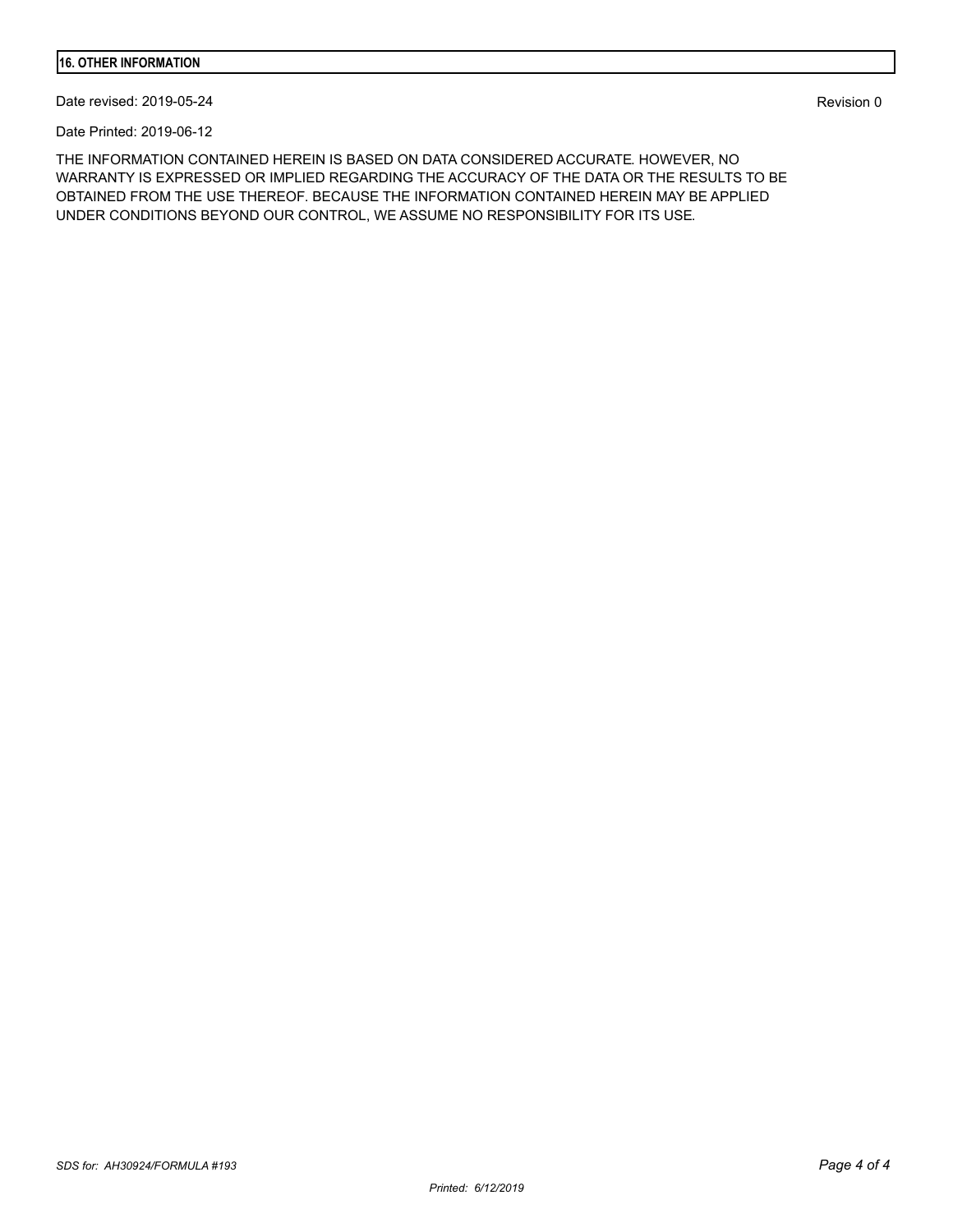## 16. OTHER INFORMATION

Date revised: 2019-05-24 Revision 0

Date Printed: 2019-06-12

THE INFORMATION CONTAINED HEREIN IS BASED ON DATA CONSIDERED ACCURATE. HOWEVER, NO WARRANTY IS EXPRESSED OR IMPLIED REGARDING THE ACCURACY OF THE DATA OR THE RESULTS TO BE OBTAINED FROM THE USE THEREOF. BECAUSE THE INFORMATION CONTAINED HEREIN MAY BE APPLIED UNDER CONDITIONS BEYOND OUR CONTROL, WE ASSUME NO RESPONSIBILITY FOR ITS USE.